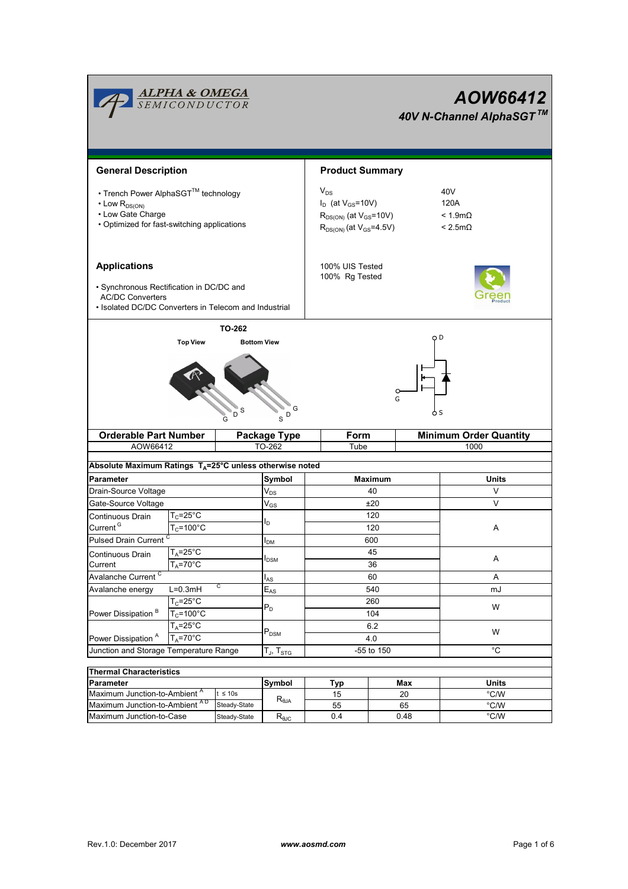# AOW66412

## 40V N-Channel AlphaSGT™

### General Description

- Trench Power AlphaSGT™ technology
- Low $R_{DS(ON)}$
- Low Gate Charge
- Optimized for fast-switching applications

### Applications

- Synchronous Rectification in DC/DC and AC/DC Converters
- Isolated DC/DC Converters in Telecom and Industrial

### Product Summary

| | |
|---|---|
| $V_{DS}$ | 40V |
| $I_D$ (at $V_{GS}$=10V) | 120A |
| $R_{DS(ON)}$ (at $V_{GS}$=10V) | < 1.9mΩ |
| $R_{DS(ON)}$ (at $V_{GS}$=4.5V) | < 2.5mΩ |

100% UIS Tested
100% Rg Tested

TO-262

Top View | Bottom View

| Orderable Part Number | Package Type | Form | Minimum Order Quantity |
|---|---|---|---|
| AOW66412 | TO-262 | Tube | 1000 |

**Absolute Maximum Ratings $T_A$=25°C unless otherwise noted**

| Parameter | | Symbol | Maximum | Units |
|---|---|---|---|---|
| Drain-Source Voltage | | $V_{DS}$ | 40 | V |
| Gate-Source Voltage | | $V_{GS}$ | ±20 | V |
| Continuous Drain Current [G] | $T_C$=25°C | $I_D$ | 120 | A |
| | $T_C$=100°C | | 120 | |
| Pulsed Drain Current [C] | | $I_{DM}$ | 600 | |
| Continuous Drain Current | $T_A$=25°C | $I_{DSM}$ | 45 | A |
| | $T_A$=70°C | | 36 | |
| Avalanche Current [C] | | $I_{AS}$ | 60 | A |
| Avalanche energy | L=0.3mH [C] | $E_{AS}$ | 540 | mJ |
| Power Dissipation [B] | $T_C$=25°C | $P_D$ | 260 | W |
| | $T_C$=100°C | | 104 | |
| Power Dissipation [A] | $T_A$=25°C | $P_{DSM}$ | 6.2 | W |
| | $T_A$=70°C | | 4.0 | |
| Junction and Storage Temperature Range | | $T_J$, $T_{STG}$ | -55 to 150 | °C |

**Thermal Characteristics**

| Parameter | | Symbol | Typ | Max | Units |
|---|---|---|---|---|---|
| Maximum Junction-to-Ambient [A] | t ≤ 10s | $R_{\theta JA}$ | 15 | 20 | °C/W |
| Maximum Junction-to-Ambient [A D] | Steady-State | | 55 | 65 | °C/W |
| Maximum Junction-to-Case | Steady-State | $R_{\theta JC}$ | 0.4 | 0.48 | °C/W |

Rev.1.0: December 2017 www.aosmd.com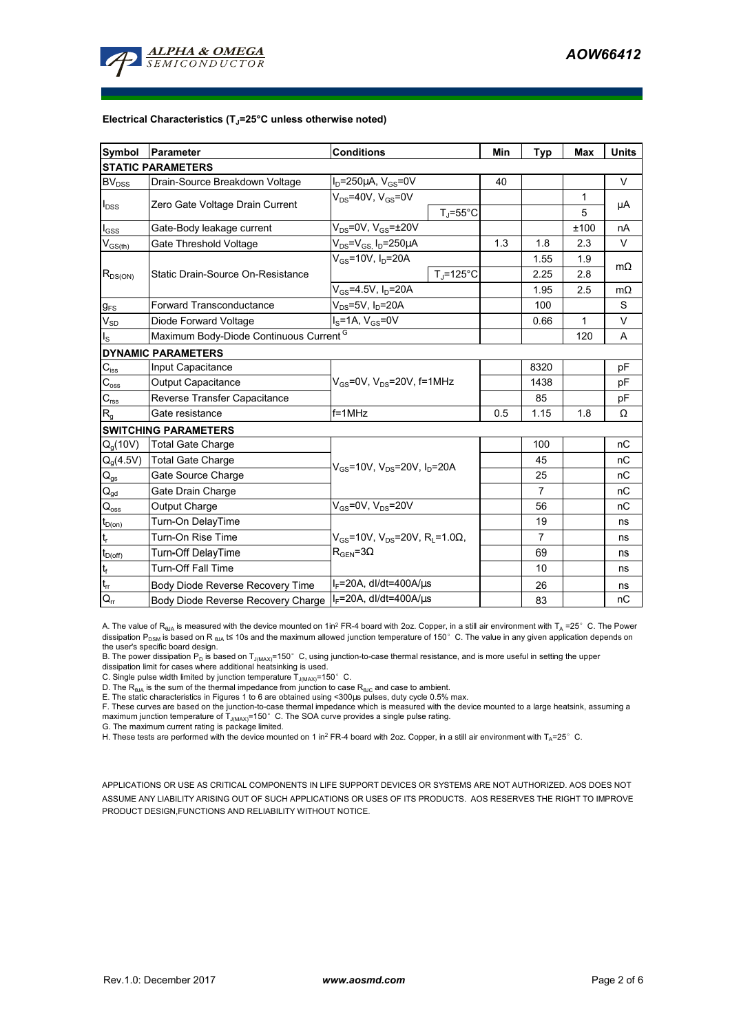**Electrical Characteristics ($T_J$=25°C unless otherwise noted)**

| Symbol | Parameter | Conditions | | Min | Typ | Max | Units |
|---|---|---|---|---|---|---|---|
| **STATIC PARAMETERS** | | | | | | | |
| $BV_{DSS}$ | Drain-Source Breakdown Voltage | $I_D$=250µA, $V_{GS}$=0V | | 40 | | | V |
| $I_{DSS}$ | Zero Gate Voltage Drain Current | $V_{DS}$=40V, $V_{GS}$=0V | | | | 1 | µA |
| | | | $T_J$=55°C | | | 5 | |
| $I_{GSS}$ | Gate-Body leakage current | $V_{DS}$=0V, $V_{GS}$=±20V | | | | ±100 | nA |
| $V_{GS(th)}$ | Gate Threshold Voltage | $V_{DS}$=$V_{GS}$, $I_D$=250µA | | 1.3 | 1.8 | 2.3 | V |
| $R_{DS(ON)}$ | Static Drain-Source On-Resistance | $V_{GS}$=10V, $I_D$=20A | | | 1.55 | 1.9 | mΩ |
| | | | $T_J$=125°C | | 2.25 | 2.8 | |
| | | $V_{GS}$=4.5V, $I_D$=20A | | | 1.95 | 2.5 | mΩ |
| $g_{FS}$ | Forward Transconductance | $V_{DS}$=5V, $I_D$=20A | | | 100 | | S |
| $V_{SD}$ | Diode Forward Voltage | $I_S$=1A, $V_{GS}$=0V | | | 0.66 | 1 | V |
| $I_S$ | Maximum Body-Diode Continuous Current [G] | | | | | 120 | A |
| **DYNAMIC PARAMETERS** | | | | | | | |
| $C_{iss}$ | Input Capacitance | $V_{GS}$=0V, $V_{DS}$=20V, f=1MHz | | | 8320 | | pF |
| $C_{oss}$ | Output Capacitance | | | | 1438 | | pF |
| $C_{rss}$ | Reverse Transfer Capacitance | | | | 85 | | pF |
| $R_g$ | Gate resistance | f=1MHz | | 0.5 | 1.15 | 1.8 | Ω |
| **SWITCHING PARAMETERS** | | | | | | | |
| $Q_g$(10V) | Total Gate Charge | $V_{GS}$=10V, $V_{DS}$=20V, $I_D$=20A | | | 100 | | nC |
| $Q_g$(4.5V) | Total Gate Charge | | | | 45 | | nC |
| $Q_{gs}$ | Gate Source Charge | | | | 25 | | nC |
| $Q_{gd}$ | Gate Drain Charge | | | | 7 | | nC |
| $Q_{oss}$ | Output Charge | $V_{GS}$=0V, $V_{DS}$=20V | | | 56 | | nC |
| $t_{D(on)}$ | Turn-On DelayTime | $V_{GS}$=10V, $V_{DS}$=20V, $R_L$=1.0Ω, $R_{GEN}$=3Ω | | | 19 | | ns |
| $t_r$ | Turn-On Rise Time | | | | 7 | | ns |
| $t_{D(off)}$ | Turn-Off DelayTime | | | | 69 | | ns |
| $t_f$ | Turn-Off Fall Time | | | | 10 | | ns |
| $t_{rr}$ | Body Diode Reverse Recovery Time | $I_F$=20A, dI/dt=400A/µs | | | 26 | | ns |
| $Q_{rr}$ | Body Diode Reverse Recovery Charge | $I_F$=20A, dI/dt=400A/µs | | | 83 | | nC |

A. The value of $R_{θJA}$ is measured with the device mounted on 1in² FR-4 board with 2oz. Copper, in a still air environment with $T_A$ =25° C. The Power dissipation $P_{DSM}$ is based on $R_{θJA}$ t≤ 10s and the maximum allowed junction temperature of 150° C. The value in any given application depends on the user's specific board design.
B. The power dissipation $P_D$ is based on $T_{J(MAX)}$=150° C, using junction-to-case thermal resistance, and is more useful in setting the upper dissipation limit for cases where additional heatsinking is used.
C. Single pulse width limited by junction temperature $T_{J(MAX)}$=150° C.
D. The $R_{θJA}$ is the sum of the thermal impedance from junction to case $R_{θJC}$ and case to ambient.
E. The static characteristics in Figures 1 to 6 are obtained using <300µs pulses, duty cycle 0.5% max.
F. These curves are based on the junction-to-case thermal impedance which is measured with the device mounted to a large heatsink, assuming a maximum junction temperature of $T_{J(MAX)}$=150° C. The SOA curve provides a single pulse rating.
G. The maximum current rating is package limited.
H. These tests are performed with the device mounted on 1 in² FR-4 board with 2oz. Copper, in a still air environment with $T_A$=25° C.

APPLICATIONS OR USE AS CRITICAL COMPONENTS IN LIFE SUPPORT DEVICES OR SYSTEMS ARE NOT AUTHORIZED. AOS DOES NOT ASSUME ANY LIABILITY ARISING OUT OF SUCH APPLICATIONS OR USES OF ITS PRODUCTS. AOS RESERVES THE RIGHT TO IMPROVE PRODUCT DESIGN,FUNCTIONS AND RELIABILITY WITHOUT NOTICE.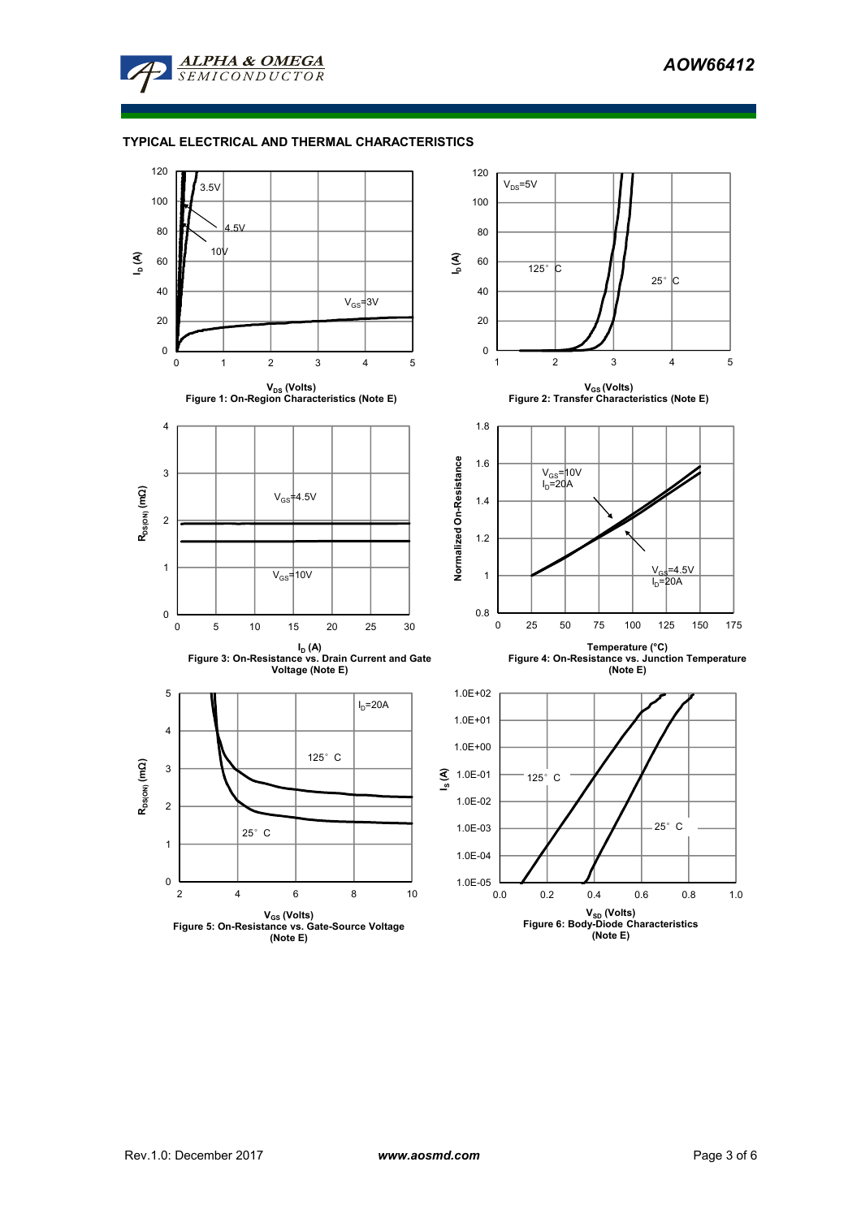## TYPICAL ELECTRICAL AND THERMAL CHARACTERISTICS

Figure 1: On-Region Characteristics (Note E)

Figure 2: Transfer Characteristics (Note E)

Figure 3: On-Resistance vs. Drain Current and Gate Voltage (Note E)

Figure 4: On-Resistance vs. Junction Temperature (Note E)

Figure 5: On-Resistance vs. Gate-Source Voltage (Note E)

Figure 6: Body-Diode Characteristics (Note E)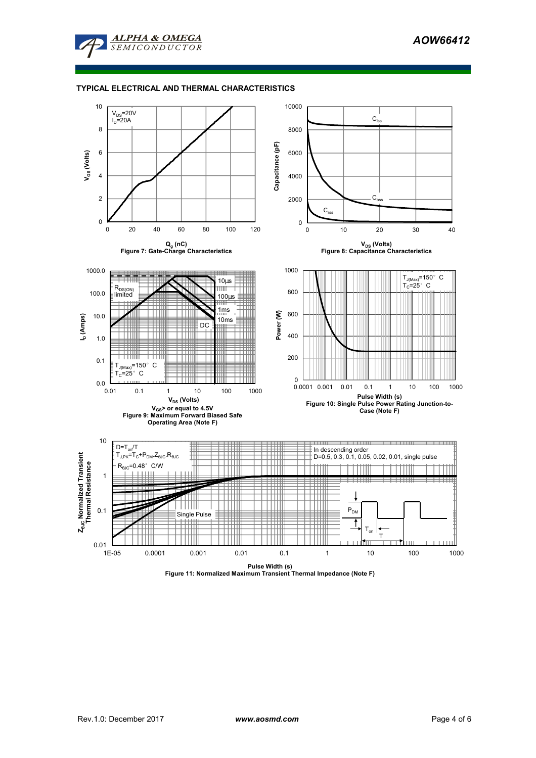## TYPICAL ELECTRICAL AND THERMAL CHARACTERISTICS

$V_{DS}$=20V
$I_D$=20A

$Q_g$ (nC)

$V_{GS}$ (Volts)

Figure 7: Gate-Charge Characteristics

$C_{iss}$

$C_{oss}$

$C_{rss}$

Capacitance (pF)

$V_{DS}$ (Volts)

Figure 8: Capacitance Characteristics

$R_{DS(ON)}$ limited

10µs

100µs

1ms

10ms

DC

$T_{J(Max)}$=150° C
$T_C$=25° C

$I_D$ (Amps)

$V_{DS}$ (Volts)

$V_{GS}$> or equal to 4.5V

Figure 9: Maximum Forward Biased Safe Operating Area (Note F)

$T_{J(Max)}$=150° C
$T_C$=25° C

Power (W)

Pulse Width (s)

Figure 10: Single Pulse Power Rating Junction-to-Case (Note F)

$D=T_{on}/T$
$T_{J,PK}=T_C+P_{DM}.Z_{\theta JC}.R_{\theta JC}$
$R_{\theta JC}$=0.48° C/W

In descending order
D=0.5, 0.3, 0.1, 0.05, 0.02, 0.01, single pulse

Single Pulse

$P_{DM}$

$T_{on}$

T

$Z_{\theta JC}$ Normalized Transient Thermal Resistance

Pulse Width (s)

Figure 11: Normalized Maximum Transient Thermal Impedance (Note F)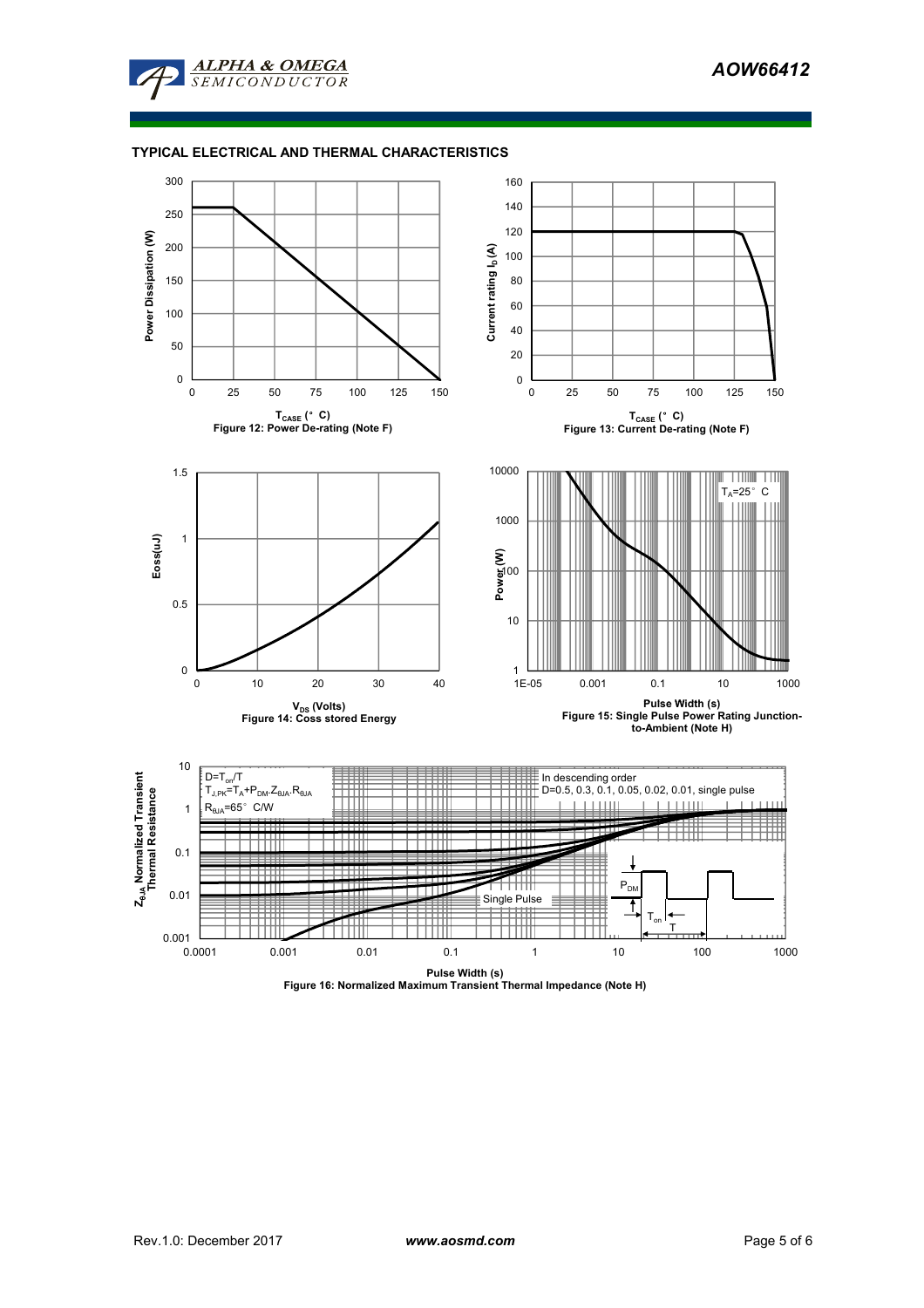## TYPICAL ELECTRICAL AND THERMAL CHARACTERISTICS

Power Dissipation (W)

$T_{CASE}$ (°C)

Figure 12: Power De-rating (Note F)

Current rating $I_D$ (A)

$T_{CASE}$ (°C)

Figure 13: Current De-rating (Note F)

Eoss(uJ)

$V_{DS}$ (Volts)

Figure 14: Coss stored Energy

Power (W)

$T_A$=25°C

Pulse Width (s)

Figure 15: Single Pulse Power Rating Junction-to-Ambient (Note H)

$Z_{\theta JA}$ Normalized Transient Thermal Resistance

$D=T_{on}/T$

$T_{J,PK}=T_A+P_{DM}.Z_{\theta JA}.R_{\theta JA}$

$R_{\theta JA}$=65°C/W

In descending order

D=0.5, 0.3, 0.1, 0.05, 0.02, 0.01, single pulse

Single Pulse

$P_{DM}$

$T_{on}$

T

Pulse Width (s)

Figure 16: Normalized Maximum Transient Thermal Impedance (Note H)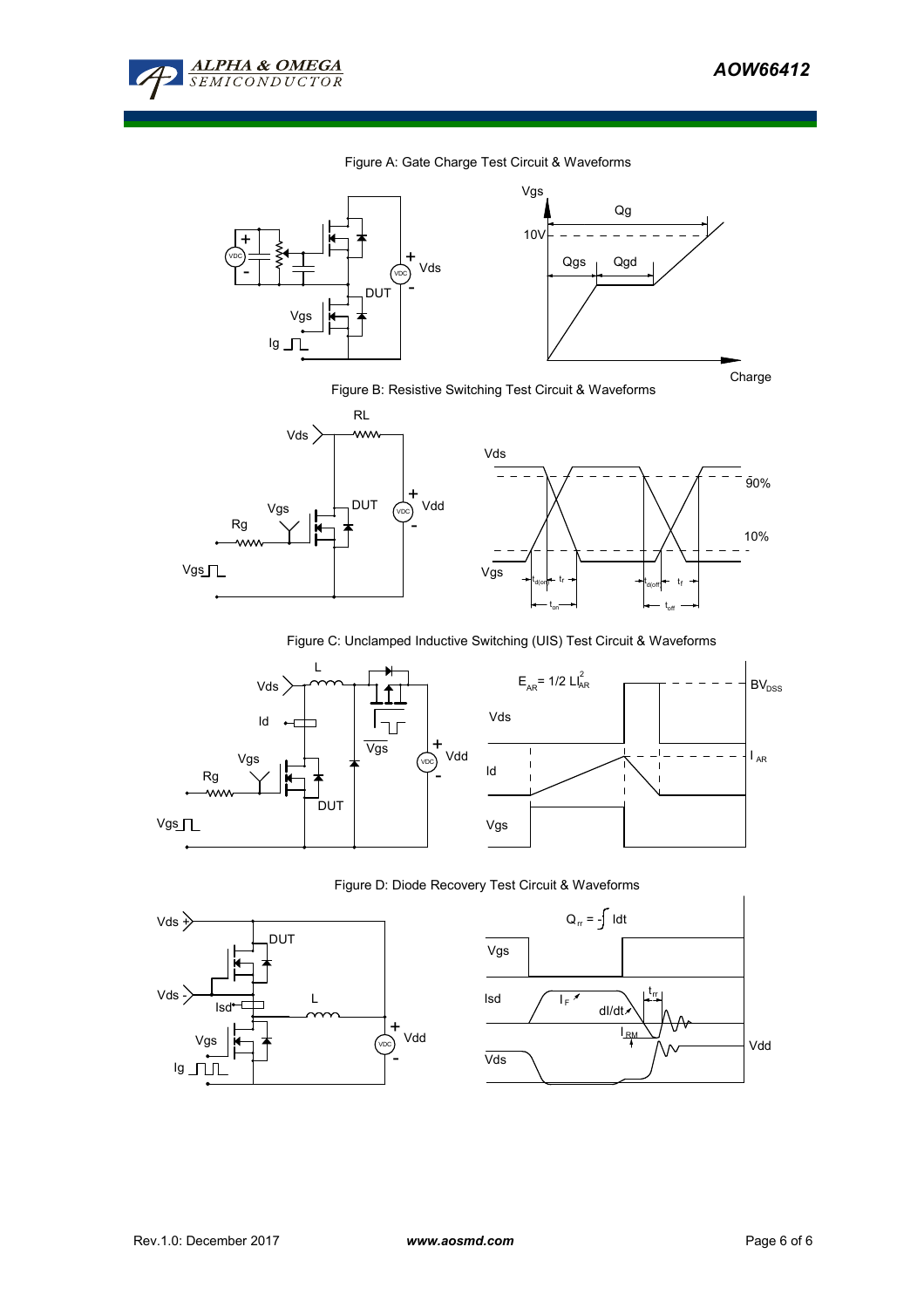Figure A: Gate Charge Test Circuit & Waveforms

VDC
Vds
DUT
Vgs
Ig
Vgs
Qg
10V
Qgs
Qgd
Charge

Figure B: Resistive Switching Test Circuit & Waveforms

RL
Vds
Vdd
DUT
Vgs
Rg
Vgs
Vds
90%
10%
Vgs
$t_{d(on)}$
$t_r$
$t_{on}$
$t_{d(off)}$
$t_f$
$t_{off}$

Figure C: Unclamped Inductive Switching (UIS) Test Circuit & Waveforms

L
Vds
Id
Vgs
Rg
Vgs
DUT
Vgs
Vdd
$E_{AR} = 1/2\ LI_{AR}^2$
$BV_{DSS}$
Vds
Id
$I_{AR}$
Vgs

Figure D: Diode Recovery Test Circuit & Waveforms

Vds +
DUT
Vds -
Isd
L
Vgs
Ig
Vdd
$Q_{rr} = -\int Idt$
Vgs
Isd
$I_F$
dI/dt
$t_{rr}$
$I_{RM}$
Vdd
Vds